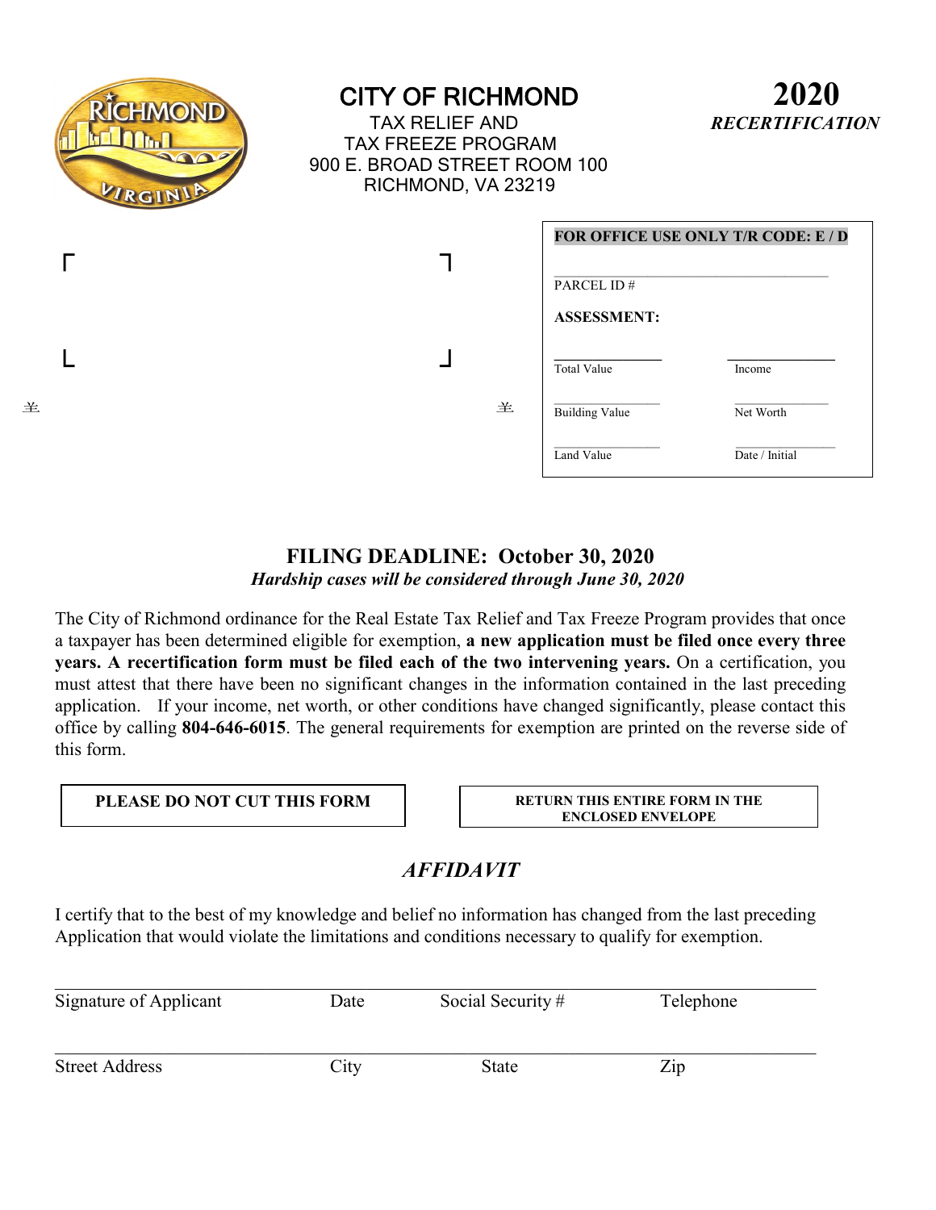# CITY OF RICHMOND

TAX RELIEF AND
TAX FREEZE PROGRAM
900 E. BROAD STREET ROOM 100
RICHMOND, VA 23219

**2020**
***RECERTIFICATION***

| **FOR OFFICE USE ONLY T/R CODE: E / D** | |
|---|---|
| PARCEL ID # | |
| **ASSESSMENT:** | |
| Total Value | Income |
| Building Value | Net Worth |
| Land Value | Date / Initial |

## FILING DEADLINE: October 30, 2020

***Hardship cases will be considered through June 30, 2020***

The City of Richmond ordinance for the Real Estate Tax Relief and Tax Freeze Program provides that once a taxpayer has been determined eligible for exemption, **a new application must be filed once every three years. A recertification form must be filed each of the two intervening years.** On a certification, you must attest that there have been no significant changes in the information contained in the last preceding application. If your income, net worth, or other conditions have changed significantly, please contact this office by calling **804-646-6015**. The general requirements for exemption are printed on the reverse side of this form.

**PLEASE DO NOT CUT THIS FORM**

**RETURN THIS ENTIRE FORM IN THE ENCLOSED ENVELOPE**

## *AFFIDAVIT*

I certify that to the best of my knowledge and belief no information has changed from the last preceding Application that would violate the limitations and conditions necessary to qualify for exemption.

| Signature of Applicant | Date | Social Security # | Telephone |
|---|---|---|---|
| | | | |

| Street Address | City | State | Zip |
|---|---|---|---|
| | | | |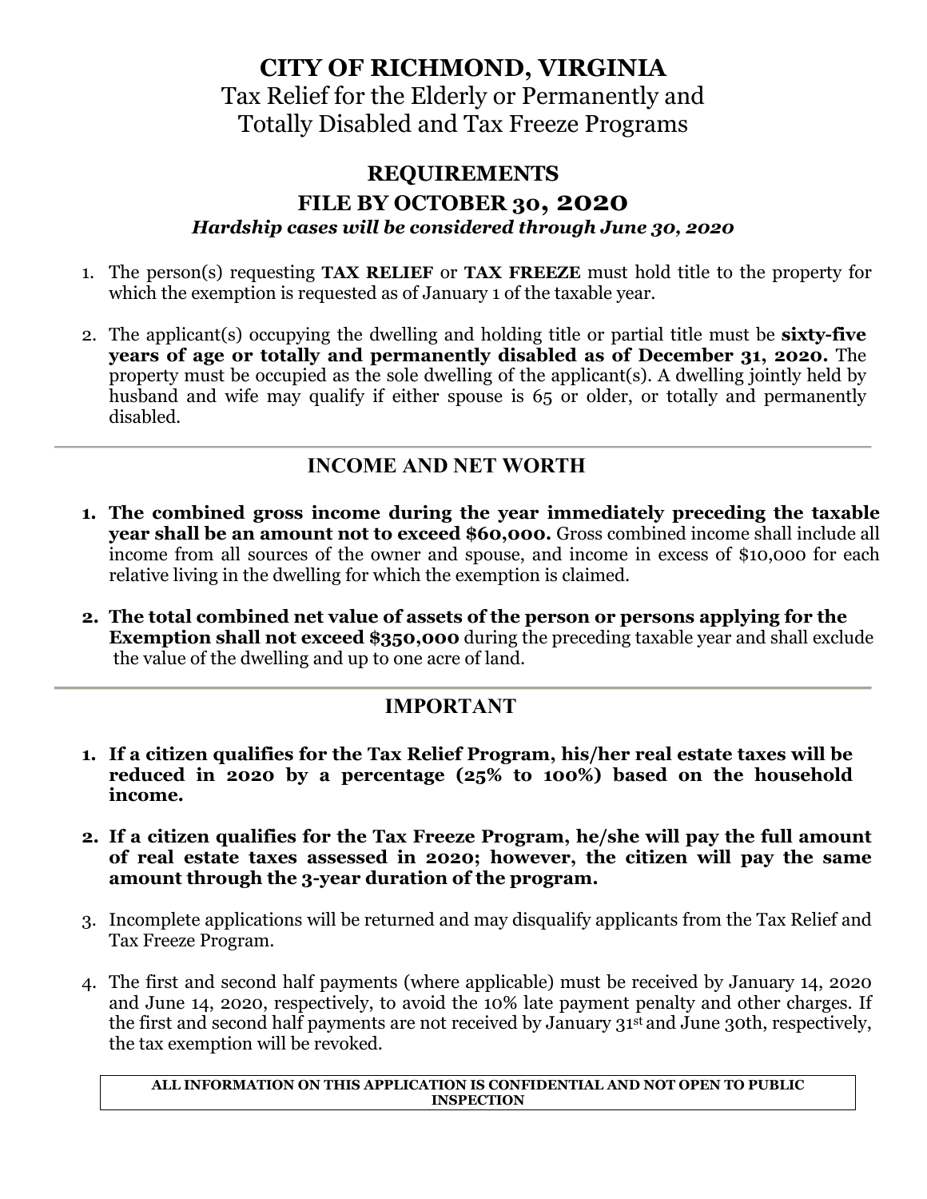# CITY OF RICHMOND, VIRGINIA

Tax Relief for the Elderly or Permanently and Totally Disabled and Tax Freeze Programs

## REQUIREMENTS

## FILE BY OCTOBER 30, 2020

***Hardship cases will be considered through June 30, 2020***

1. The person(s) requesting **TAX RELIEF** or **TAX FREEZE** must hold title to the property for which the exemption is requested as of January 1 of the taxable year.
2. The applicant(s) occupying the dwelling and holding title or partial title must be **sixty-five years of age or totally and permanently disabled as of December 31, 2020.** The property must be occupied as the sole dwelling of the applicant(s). A dwelling jointly held by husband and wife may qualify if either spouse is 65 or older, or totally and permanently disabled.

---

## INCOME AND NET WORTH

1. **The combined gross income during the year immediately preceding the taxable year shall be an amount not to exceed $60,000.** Gross combined income shall include all income from all sources of the owner and spouse, and income in excess of $10,000 for each relative living in the dwelling for which the exemption is claimed.
2. **The total combined net value of assets of the person or persons applying for the Exemption shall not exceed $350,000** during the preceding taxable year and shall exclude the value of the dwelling and up to one acre of land.

---

## IMPORTANT

1. **If a citizen qualifies for the Tax Relief Program, his/her real estate taxes will be reduced in 2020 by a percentage (25% to 100%) based on the household income.**
2. **If a citizen qualifies for the Tax Freeze Program, he/she will pay the full amount of real estate taxes assessed in 2020; however, the citizen will pay the same amount through the 3-year duration of the program.**
3. Incomplete applications will be returned and may disqualify applicants from the Tax Relief and Tax Freeze Program.
4. The first and second half payments (where applicable) must be received by January 14, 2020 and June 14, 2020, respectively, to avoid the 10% late payment penalty and other charges. If the first and second half payments are not received by January 31st and June 30th, respectively, the tax exemption will be revoked.

**ALL INFORMATION ON THIS APPLICATION IS CONFIDENTIAL AND NOT OPEN TO PUBLIC INSPECTION**